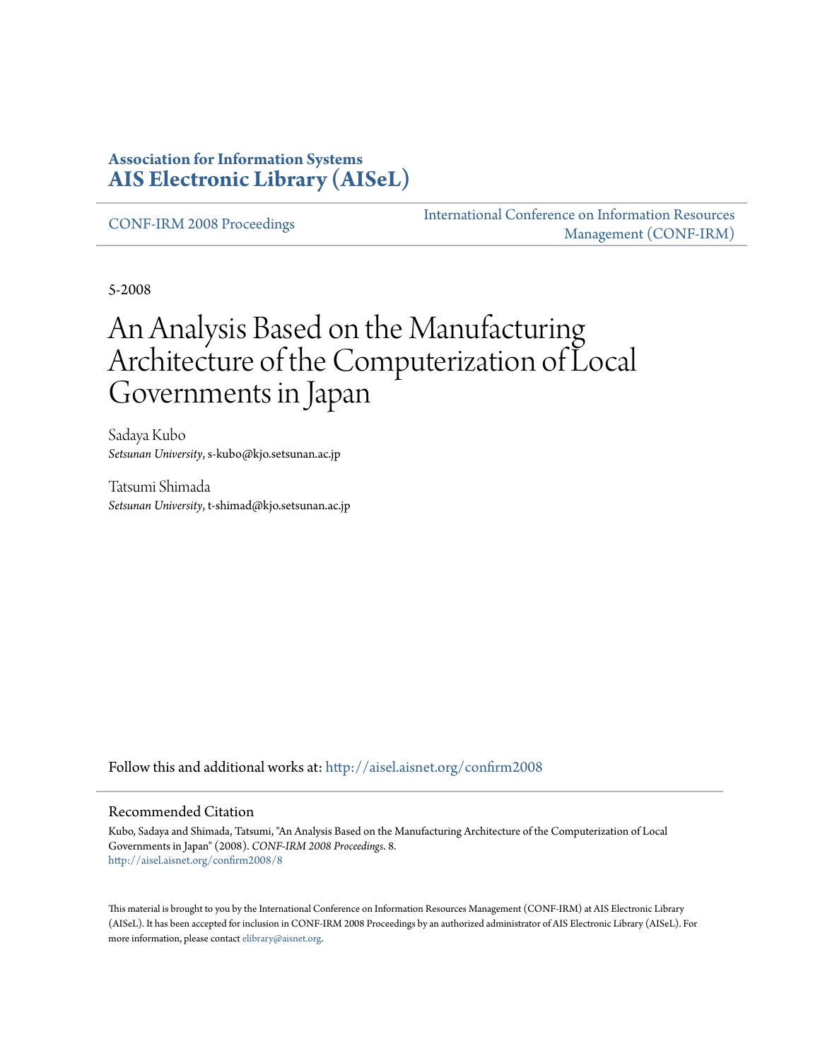**Association for Information Systems**
**AIS Electronic Library (AISeL)**

CONF-IRM 2008 Proceedings

International Conference on Information Resources Management (CONF-IRM)

5-2008

# An Analysis Based on the Manufacturing Architecture of the Computerization of Local Governments in Japan

Sadaya Kubo
*Setsunan University*, s-kubo@kjo.setsunan.ac.jp

Tatsumi Shimada
*Setsunan University*, t-shimad@kjo.setsunan.ac.jp

Follow this and additional works at: http://aisel.aisnet.org/confirm2008

## Recommended Citation

Kubo, Sadaya and Shimada, Tatsumi, "An Analysis Based on the Manufacturing Architecture of the Computerization of Local Governments in Japan" (2008). *CONF-IRM 2008 Proceedings*. 8.
http://aisel.aisnet.org/confirm2008/8

This material is brought to you by the International Conference on Information Resources Management (CONF-IRM) at AIS Electronic Library (AISeL). It has been accepted for inclusion in CONF-IRM 2008 Proceedings by an authorized administrator of AIS Electronic Library (AISeL). For more information, please contact elibrary@aisnet.org.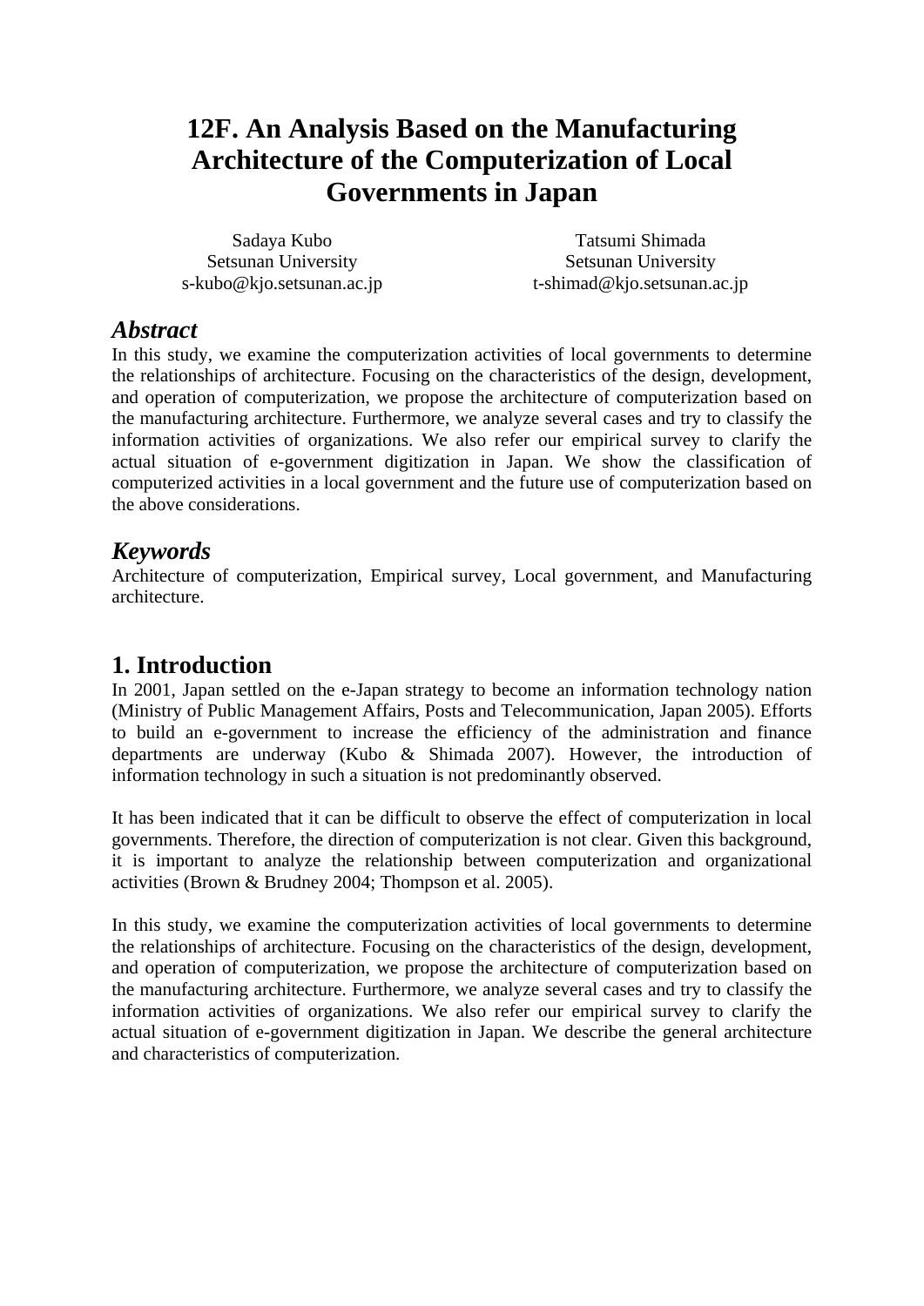# 12F. An Analysis Based on the Manufacturing Architecture of the Computerization of Local Governments in Japan

Sadaya Kubo
Setsunan University
s-kubo@kjo.setsunan.ac.jp

Tatsumi Shimada
Setsunan University
t-shimad@kjo.setsunan.ac.jp

## *Abstract*

In this study, we examine the computerization activities of local governments to determine the relationships of architecture. Focusing on the characteristics of the design, development, and operation of computerization, we propose the architecture of computerization based on the manufacturing architecture. Furthermore, we analyze several cases and try to classify the information activities of organizations. We also refer our empirical survey to clarify the actual situation of e-government digitization in Japan. We show the classification of computerized activities in a local government and the future use of computerization based on the above considerations.

## *Keywords*

Architecture of computerization, Empirical survey, Local government, and Manufacturing architecture.

## 1. Introduction

In 2001, Japan settled on the e-Japan strategy to become an information technology nation (Ministry of Public Management Affairs, Posts and Telecommunication, Japan 2005). Efforts to build an e-government to increase the efficiency of the administration and finance departments are underway (Kubo & Shimada 2007). However, the introduction of information technology in such a situation is not predominantly observed.

It has been indicated that it can be difficult to observe the effect of computerization in local governments. Therefore, the direction of computerization is not clear. Given this background, it is important to analyze the relationship between computerization and organizational activities (Brown & Brudney 2004; Thompson et al. 2005).

In this study, we examine the computerization activities of local governments to determine the relationships of architecture. Focusing on the characteristics of the design, development, and operation of computerization, we propose the architecture of computerization based on the manufacturing architecture. Furthermore, we analyze several cases and try to classify the information activities of organizations. We also refer our empirical survey to clarify the actual situation of e-government digitization in Japan. We describe the general architecture and characteristics of computerization.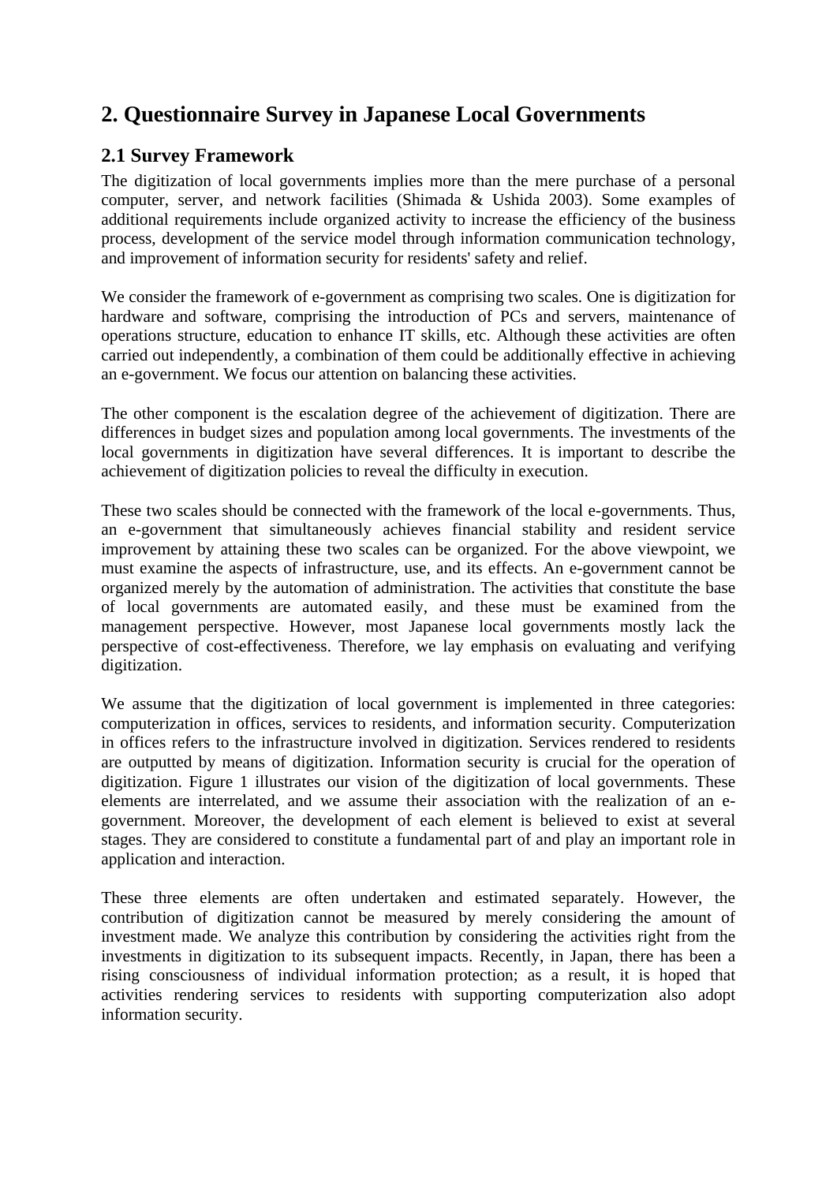## 2. Questionnaire Survey in Japanese Local Governments

### 2.1 Survey Framework

The digitization of local governments implies more than the mere purchase of a personal computer, server, and network facilities (Shimada & Ushida 2003). Some examples of additional requirements include organized activity to increase the efficiency of the business process, development of the service model through information communication technology, and improvement of information security for residents' safety and relief.

We consider the framework of e-government as comprising two scales. One is digitization for hardware and software, comprising the introduction of PCs and servers, maintenance of operations structure, education to enhance IT skills, etc. Although these activities are often carried out independently, a combination of them could be additionally effective in achieving an e-government. We focus our attention on balancing these activities.

The other component is the escalation degree of the achievement of digitization. There are differences in budget sizes and population among local governments. The investments of the local governments in digitization have several differences. It is important to describe the achievement of digitization policies to reveal the difficulty in execution.

These two scales should be connected with the framework of the local e-governments. Thus, an e-government that simultaneously achieves financial stability and resident service improvement by attaining these two scales can be organized. For the above viewpoint, we must examine the aspects of infrastructure, use, and its effects. An e-government cannot be organized merely by the automation of administration. The activities that constitute the base of local governments are automated easily, and these must be examined from the management perspective. However, most Japanese local governments mostly lack the perspective of cost-effectiveness. Therefore, we lay emphasis on evaluating and verifying digitization.

We assume that the digitization of local government is implemented in three categories: computerization in offices, services to residents, and information security. Computerization in offices refers to the infrastructure involved in digitization. Services rendered to residents are outputted by means of digitization. Information security is crucial for the operation of digitization. Figure 1 illustrates our vision of the digitization of local governments. These elements are interrelated, and we assume their association with the realization of an e-government. Moreover, the development of each element is believed to exist at several stages. They are considered to constitute a fundamental part of and play an important role in application and interaction.

These three elements are often undertaken and estimated separately. However, the contribution of digitization cannot be measured by merely considering the amount of investment made. We analyze this contribution by considering the activities right from the investments in digitization to its subsequent impacts. Recently, in Japan, there has been a rising consciousness of individual information protection; as a result, it is hoped that activities rendering services to residents with supporting computerization also adopt information security.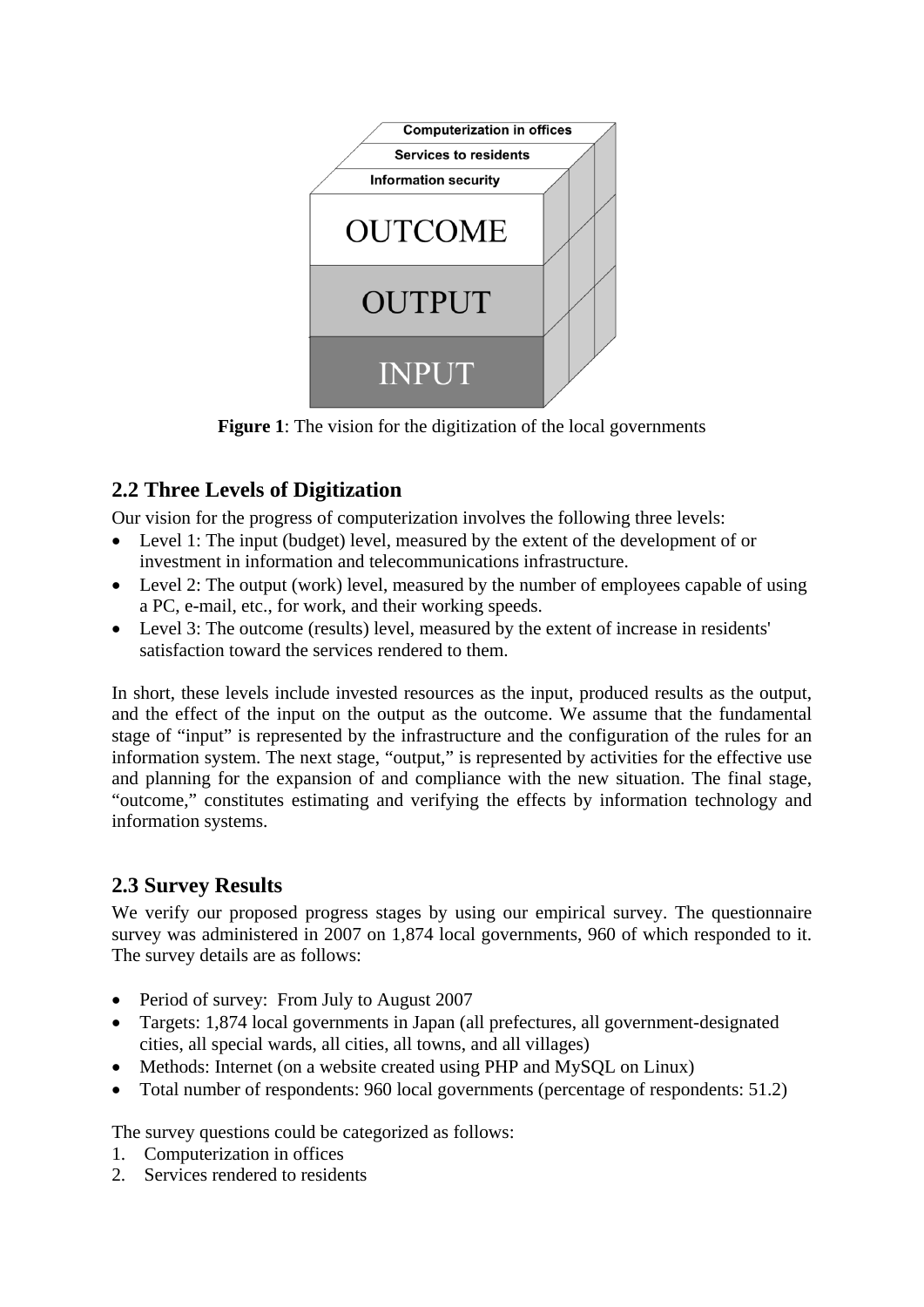**Figure 1**: The vision for the digitization of the local governments

## 2.2 Three Levels of Digitization

Our vision for the progress of computerization involves the following three levels:

- Level 1: The input (budget) level, measured by the extent of the development of or investment in information and telecommunications infrastructure.
- Level 2: The output (work) level, measured by the number of employees capable of using a PC, e-mail, etc., for work, and their working speeds.
- Level 3: The outcome (results) level, measured by the extent of increase in residents' satisfaction toward the services rendered to them.

In short, these levels include invested resources as the input, produced results as the output, and the effect of the input on the output as the outcome. We assume that the fundamental stage of "input" is represented by the infrastructure and the configuration of the rules for an information system. The next stage, "output," is represented by activities for the effective use and planning for the expansion of and compliance with the new situation. The final stage, "outcome," constitutes estimating and verifying the effects by information technology and information systems.

## 2.3 Survey Results

We verify our proposed progress stages by using our empirical survey. The questionnaire survey was administered in 2007 on 1,874 local governments, 960 of which responded to it. The survey details are as follows:

- Period of survey: From July to August 2007
- Targets: 1,874 local governments in Japan (all prefectures, all government-designated cities, all special wards, all cities, all towns, and all villages)
- Methods: Internet (on a website created using PHP and MySQL on Linux)
- Total number of respondents: 960 local governments (percentage of respondents: 51.2)

The survey questions could be categorized as follows:

1. Computerization in offices
2. Services rendered to residents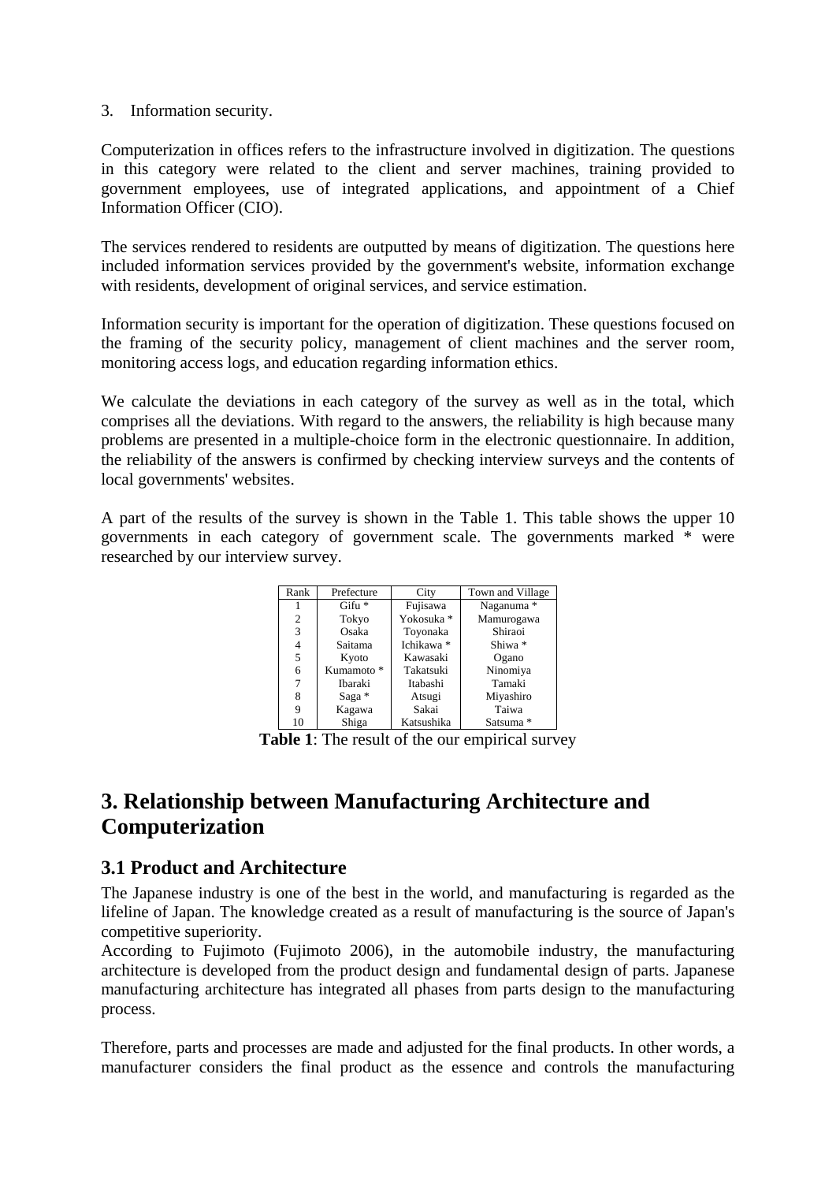3. Information security.

Computerization in offices refers to the infrastructure involved in digitization. The questions in this category were related to the client and server machines, training provided to government employees, use of integrated applications, and appointment of a Chief Information Officer (CIO).

The services rendered to residents are outputted by means of digitization. The questions here included information services provided by the government's website, information exchange with residents, development of original services, and service estimation.

Information security is important for the operation of digitization. These questions focused on the framing of the security policy, management of client machines and the server room, monitoring access logs, and education regarding information ethics.

We calculate the deviations in each category of the survey as well as in the total, which comprises all the deviations. With regard to the answers, the reliability is high because many problems are presented in a multiple-choice form in the electronic questionnaire. In addition, the reliability of the answers is confirmed by checking interview surveys and the contents of local governments' websites.

A part of the results of the survey is shown in the Table 1. This table shows the upper 10 governments in each category of government scale. The governments marked * were researched by our interview survey.

| Rank | Prefecture | City | Town and Village |
|---|---|---|---|
| 1 | Gifu * | Fujisawa | Naganuma * |
| 2 | Tokyo | Yokosuka * | Mamurogawa |
| 3 | Osaka | Toyonaka | Shiraoi |
| 4 | Saitama | Ichikawa * | Shiwa * |
| 5 | Kyoto | Kawasaki | Ogano |
| 6 | Kumamoto * | Takatsuki | Ninomiya |
| 7 | Ibaraki | Itabashi | Tamaki |
| 8 | Saga * | Atsugi | Miyashiro |
| 9 | Kagawa | Sakai | Taiwa |
| 10 | Shiga | Katsushika | Satsuma * |

**Table 1**: The result of the our empirical survey

# 3. Relationship between Manufacturing Architecture and Computerization

## 3.1 Product and Architecture

The Japanese industry is one of the best in the world, and manufacturing is regarded as the lifeline of Japan. The knowledge created as a result of manufacturing is the source of Japan's competitive superiority.

According to Fujimoto (Fujimoto 2006), in the automobile industry, the manufacturing architecture is developed from the product design and fundamental design of parts. Japanese manufacturing architecture has integrated all phases from parts design to the manufacturing process.

Therefore, parts and processes are made and adjusted for the final products. In other words, a manufacturer considers the final product as the essence and controls the manufacturing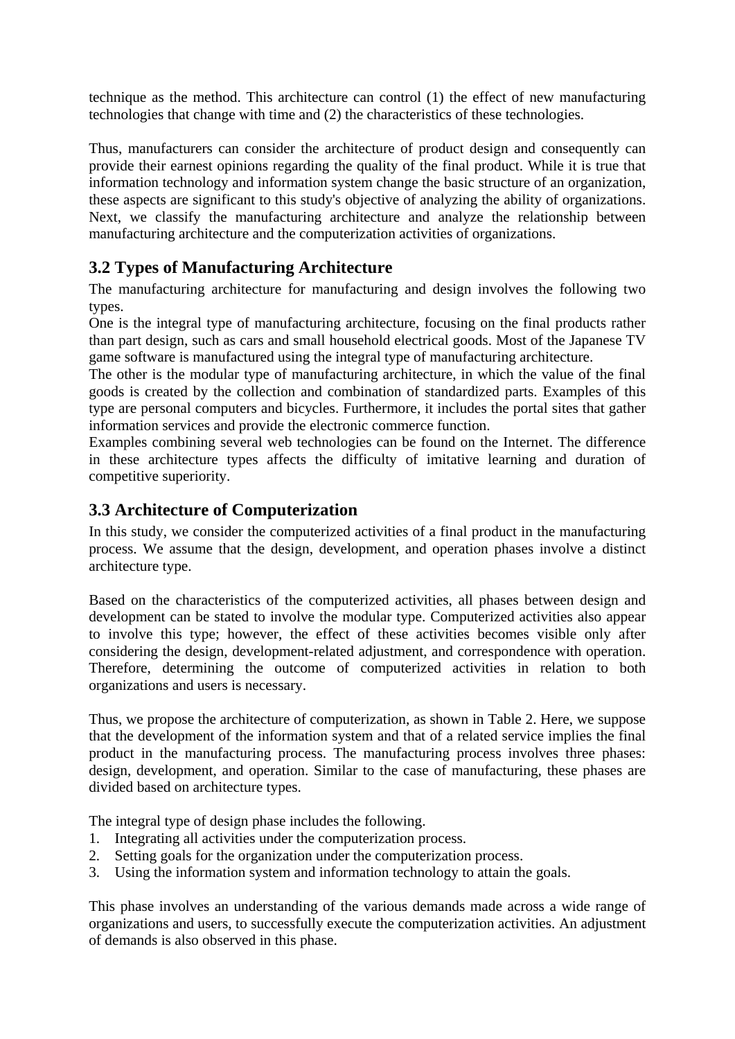technique as the method. This architecture can control (1) the effect of new manufacturing technologies that change with time and (2) the characteristics of these technologies.

Thus, manufacturers can consider the architecture of product design and consequently can provide their earnest opinions regarding the quality of the final product. While it is true that information technology and information system change the basic structure of an organization, these aspects are significant to this study's objective of analyzing the ability of organizations. Next, we classify the manufacturing architecture and analyze the relationship between manufacturing architecture and the computerization activities of organizations.

### 3.2 Types of Manufacturing Architecture

The manufacturing architecture for manufacturing and design involves the following two types.

One is the integral type of manufacturing architecture, focusing on the final products rather than part design, such as cars and small household electrical goods. Most of the Japanese TV game software is manufactured using the integral type of manufacturing architecture.

The other is the modular type of manufacturing architecture, in which the value of the final goods is created by the collection and combination of standardized parts. Examples of this type are personal computers and bicycles. Furthermore, it includes the portal sites that gather information services and provide the electronic commerce function.

Examples combining several web technologies can be found on the Internet. The difference in these architecture types affects the difficulty of imitative learning and duration of competitive superiority.

### 3.3 Architecture of Computerization

In this study, we consider the computerized activities of a final product in the manufacturing process. We assume that the design, development, and operation phases involve a distinct architecture type.

Based on the characteristics of the computerized activities, all phases between design and development can be stated to involve the modular type. Computerized activities also appear to involve this type; however, the effect of these activities becomes visible only after considering the design, development-related adjustment, and correspondence with operation. Therefore, determining the outcome of computerized activities in relation to both organizations and users is necessary.

Thus, we propose the architecture of computerization, as shown in Table 2. Here, we suppose that the development of the information system and that of a related service implies the final product in the manufacturing process. The manufacturing process involves three phases: design, development, and operation. Similar to the case of manufacturing, these phases are divided based on architecture types.

The integral type of design phase includes the following.

1. Integrating all activities under the computerization process.
2. Setting goals for the organization under the computerization process.
3. Using the information system and information technology to attain the goals.

This phase involves an understanding of the various demands made across a wide range of organizations and users, to successfully execute the computerization activities. An adjustment of demands is also observed in this phase.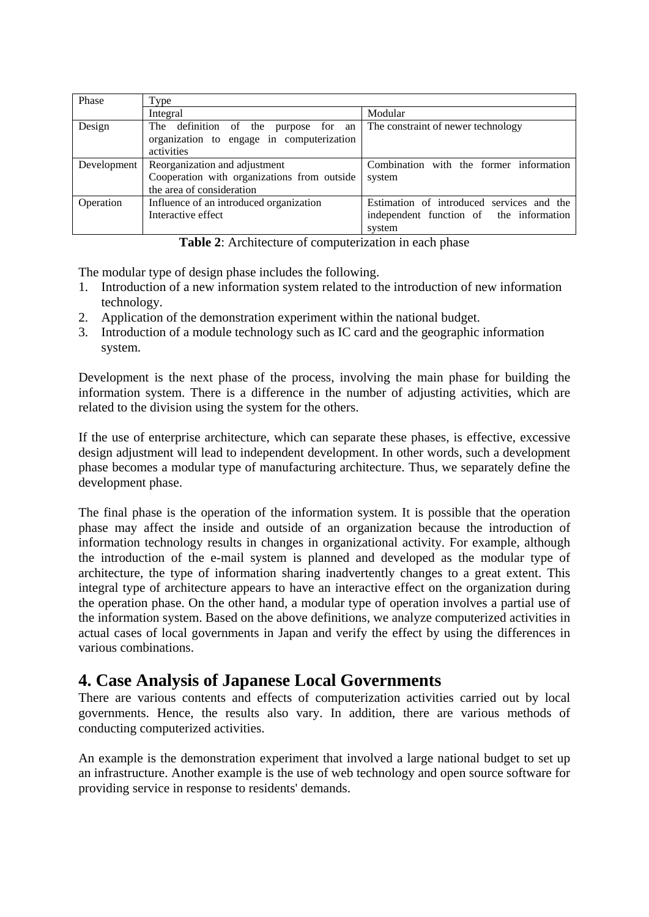| Phase | Type | |
|---|---|---|
| | Integral | Modular |
| Design | The definition of the purpose for an organization to engage in computerization activities | The constraint of newer technology |
| Development | Reorganization and adjustment<br>Cooperation with organizations from outside the area of consideration | Combination with the former information system |
| Operation | Influence of an introduced organization<br>Interactive effect | Estimation of introduced services and the independent function of the information system |

**Table 2**: Architecture of computerization in each phase

The modular type of design phase includes the following.

1. Introduction of a new information system related to the introduction of new information technology.
2. Application of the demonstration experiment within the national budget.
3. Introduction of a module technology such as IC card and the geographic information system.

Development is the next phase of the process, involving the main phase for building the information system. There is a difference in the number of adjusting activities, which are related to the division using the system for the others.

If the use of enterprise architecture, which can separate these phases, is effective, excessive design adjustment will lead to independent development. In other words, such a development phase becomes a modular type of manufacturing architecture. Thus, we separately define the development phase.

The final phase is the operation of the information system. It is possible that the operation phase may affect the inside and outside of an organization because the introduction of information technology results in changes in organizational activity. For example, although the introduction of the e-mail system is planned and developed as the modular type of architecture, the type of information sharing inadvertently changes to a great extent. This integral type of architecture appears to have an interactive effect on the organization during the operation phase. On the other hand, a modular type of operation involves a partial use of the information system. Based on the above definitions, we analyze computerized activities in actual cases of local governments in Japan and verify the effect by using the differences in various combinations.

## 4. Case Analysis of Japanese Local Governments

There are various contents and effects of computerization activities carried out by local governments. Hence, the results also vary. In addition, there are various methods of conducting computerized activities.

An example is the demonstration experiment that involved a large national budget to set up an infrastructure. Another example is the use of web technology and open source software for providing service in response to residents' demands.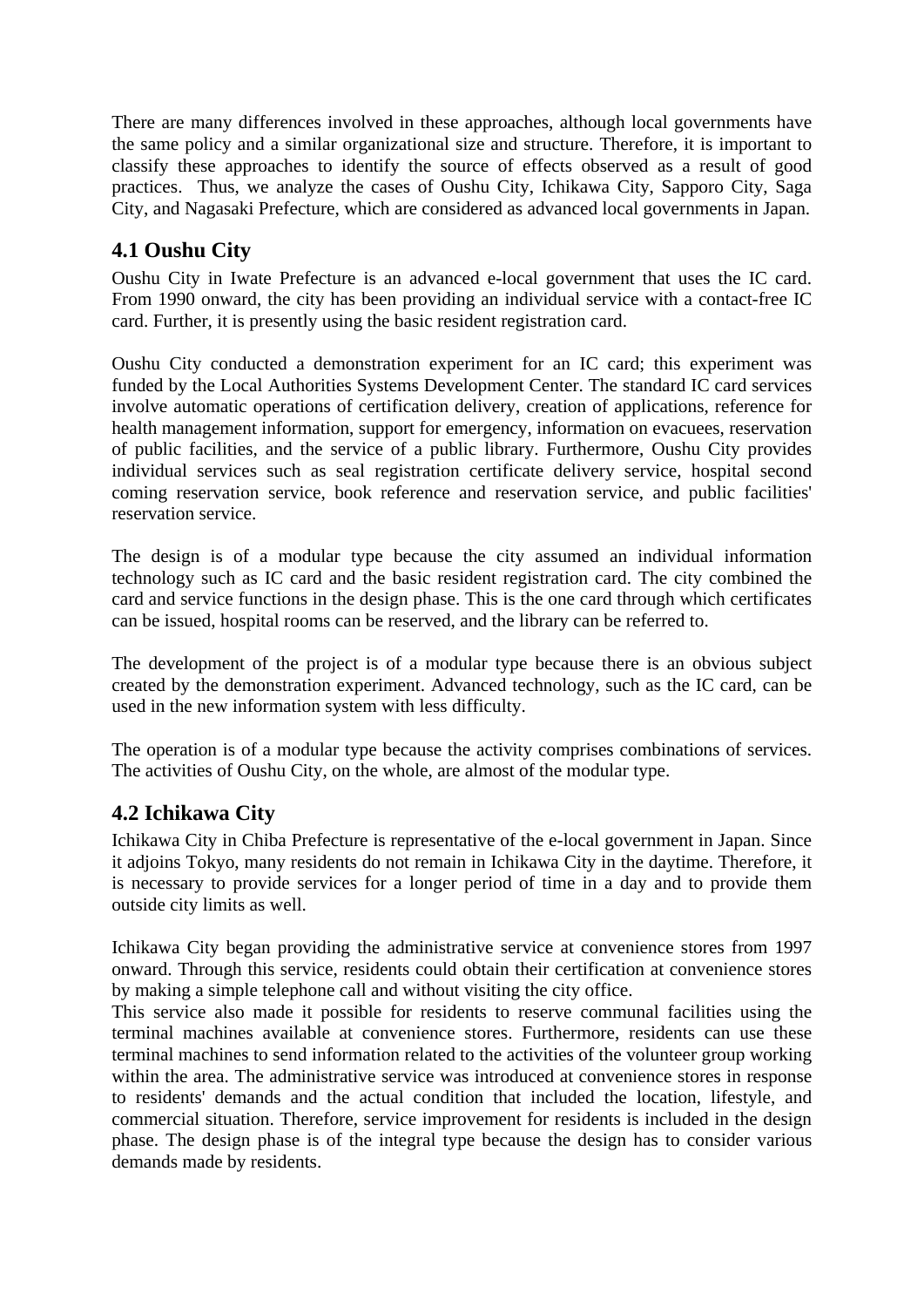There are many differences involved in these approaches, although local governments have the same policy and a similar organizational size and structure. Therefore, it is important to classify these approaches to identify the source of effects observed as a result of good practices. Thus, we analyze the cases of Oushu City, Ichikawa City, Sapporo City, Saga City, and Nagasaki Prefecture, which are considered as advanced local governments in Japan.

## 4.1 Oushu City

Oushu City in Iwate Prefecture is an advanced e-local government that uses the IC card. From 1990 onward, the city has been providing an individual service with a contact-free IC card. Further, it is presently using the basic resident registration card.

Oushu City conducted a demonstration experiment for an IC card; this experiment was funded by the Local Authorities Systems Development Center. The standard IC card services involve automatic operations of certification delivery, creation of applications, reference for health management information, support for emergency, information on evacuees, reservation of public facilities, and the service of a public library. Furthermore, Oushu City provides individual services such as seal registration certificate delivery service, hospital second coming reservation service, book reference and reservation service, and public facilities' reservation service.

The design is of a modular type because the city assumed an individual information technology such as IC card and the basic resident registration card. The city combined the card and service functions in the design phase. This is the one card through which certificates can be issued, hospital rooms can be reserved, and the library can be referred to.

The development of the project is of a modular type because there is an obvious subject created by the demonstration experiment. Advanced technology, such as the IC card, can be used in the new information system with less difficulty.

The operation is of a modular type because the activity comprises combinations of services. The activities of Oushu City, on the whole, are almost of the modular type.

## 4.2 Ichikawa City

Ichikawa City in Chiba Prefecture is representative of the e-local government in Japan. Since it adjoins Tokyo, many residents do not remain in Ichikawa City in the daytime. Therefore, it is necessary to provide services for a longer period of time in a day and to provide them outside city limits as well.

Ichikawa City began providing the administrative service at convenience stores from 1997 onward. Through this service, residents could obtain their certification at convenience stores by making a simple telephone call and without visiting the city office.
This service also made it possible for residents to reserve communal facilities using the terminal machines available at convenience stores. Furthermore, residents can use these terminal machines to send information related to the activities of the volunteer group working within the area. The administrative service was introduced at convenience stores in response to residents' demands and the actual condition that included the location, lifestyle, and commercial situation. Therefore, service improvement for residents is included in the design phase. The design phase is of the integral type because the design has to consider various demands made by residents.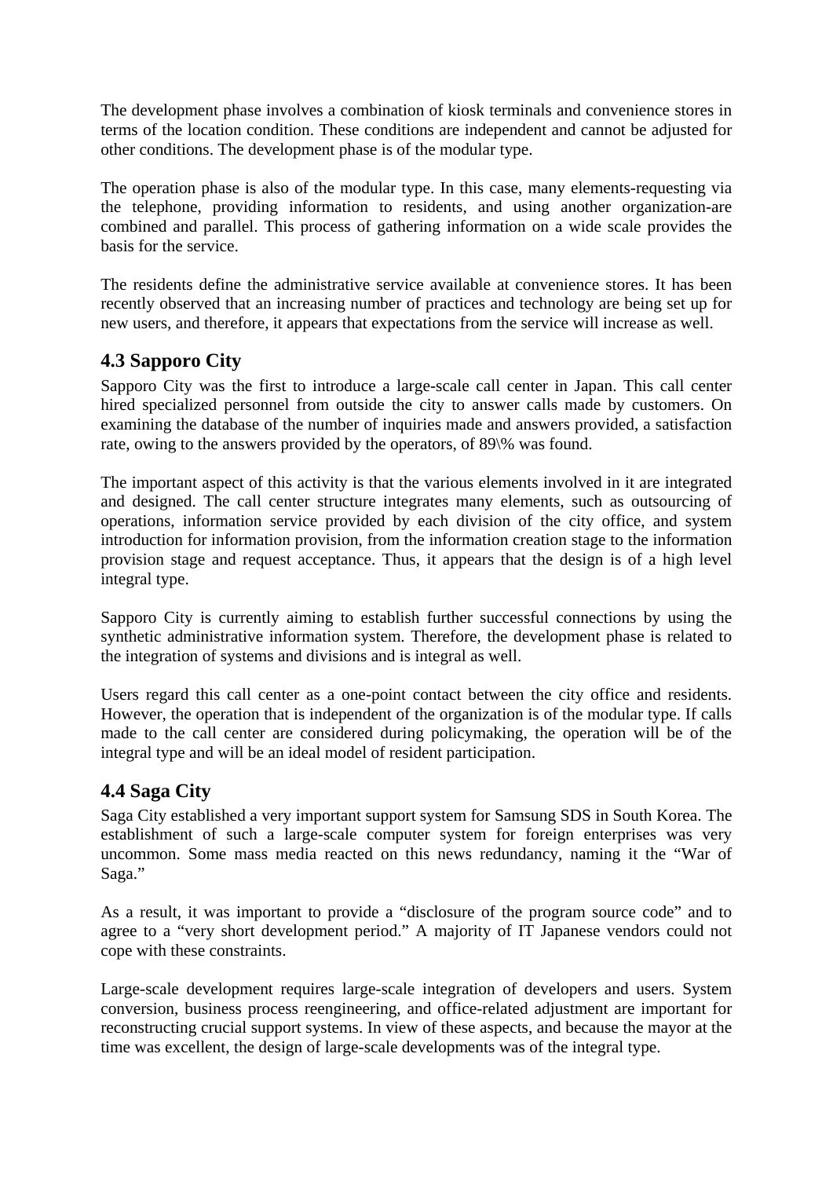The development phase involves a combination of kiosk terminals and convenience stores in terms of the location condition. These conditions are independent and cannot be adjusted for other conditions. The development phase is of the modular type.

The operation phase is also of the modular type. In this case, many elements-requesting via the telephone, providing information to residents, and using another organization-are combined and parallel. This process of gathering information on a wide scale provides the basis for the service.

The residents define the administrative service available at convenience stores. It has been recently observed that an increasing number of practices and technology are being set up for new users, and therefore, it appears that expectations from the service will increase as well.

## 4.3 Sapporo City

Sapporo City was the first to introduce a large-scale call center in Japan. This call center hired specialized personnel from outside the city to answer calls made by customers. On examining the database of the number of inquiries made and answers provided, a satisfaction rate, owing to the answers provided by the operators, of 89\% was found.

The important aspect of this activity is that the various elements involved in it are integrated and designed. The call center structure integrates many elements, such as outsourcing of operations, information service provided by each division of the city office, and system introduction for information provision, from the information creation stage to the information provision stage and request acceptance. Thus, it appears that the design is of a high level integral type.

Sapporo City is currently aiming to establish further successful connections by using the synthetic administrative information system. Therefore, the development phase is related to the integration of systems and divisions and is integral as well.

Users regard this call center as a one-point contact between the city office and residents. However, the operation that is independent of the organization is of the modular type. If calls made to the call center are considered during policymaking, the operation will be of the integral type and will be an ideal model of resident participation.

## 4.4 Saga City

Saga City established a very important support system for Samsung SDS in South Korea. The establishment of such a large-scale computer system for foreign enterprises was very uncommon. Some mass media reacted on this news redundancy, naming it the "War of Saga."

As a result, it was important to provide a "disclosure of the program source code" and to agree to a "very short development period." A majority of IT Japanese vendors could not cope with these constraints.

Large-scale development requires large-scale integration of developers and users. System conversion, business process reengineering, and office-related adjustment are important for reconstructing crucial support systems. In view of these aspects, and because the mayor at the time was excellent, the design of large-scale developments was of the integral type.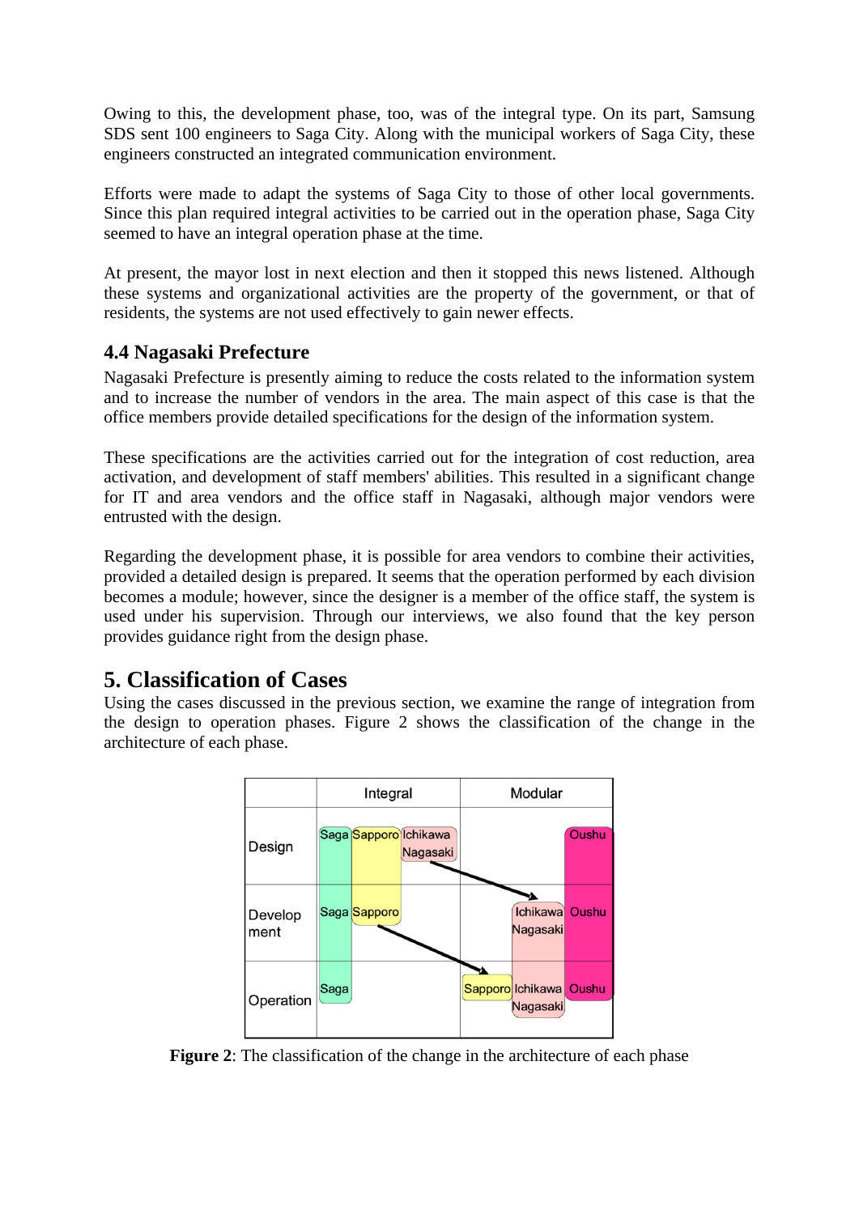Owing to this, the development phase, too, was of the integral type. On its part, Samsung SDS sent 100 engineers to Saga City. Along with the municipal workers of Saga City, these engineers constructed an integrated communication environment.

Efforts were made to adapt the systems of Saga City to those of other local governments. Since this plan required integral activities to be carried out in the operation phase, Saga City seemed to have an integral operation phase at the time.

At present, the mayor lost in next election and then it stopped this news listened. Although these systems and organizational activities are the property of the government, or that of residents, the systems are not used effectively to gain newer effects.

### 4.4 Nagasaki Prefecture

Nagasaki Prefecture is presently aiming to reduce the costs related to the information system and to increase the number of vendors in the area. The main aspect of this case is that the office members provide detailed specifications for the design of the information system.

These specifications are the activities carried out for the integration of cost reduction, area activation, and development of staff members' abilities. This resulted in a significant change for IT and area vendors and the office staff in Nagasaki, although major vendors were entrusted with the design.

Regarding the development phase, it is possible for area vendors to combine their activities, provided a detailed design is prepared. It seems that the operation performed by each division becomes a module; however, since the designer is a member of the office staff, the system is used under his supervision. Through our interviews, we also found that the key person provides guidance right from the design phase.

## 5. Classification of Cases

Using the cases discussed in the previous section, we examine the range of integration from the design to operation phases. Figure 2 shows the classification of the change in the architecture of each phase.

| | Integral | Modular |
|---|---|---|
| Design | Saga, Sapporo, Ichikawa, Nagasaki | Oushu |
| Development | Saga, Sapporo | Ichikawa, Nagasaki, Oushu |
| Operation | Saga | Sapporo, Ichikawa, Nagasaki, Oushu |

**Figure 2**: The classification of the change in the architecture of each phase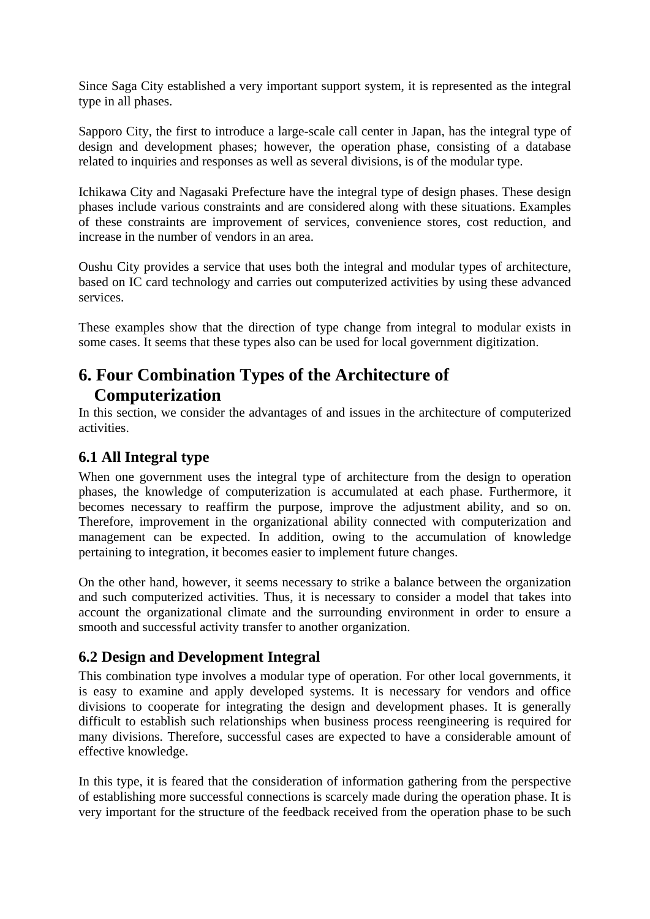Since Saga City established a very important support system, it is represented as the integral type in all phases.

Sapporo City, the first to introduce a large-scale call center in Japan, has the integral type of design and development phases; however, the operation phase, consisting of a database related to inquiries and responses as well as several divisions, is of the modular type.

Ichikawa City and Nagasaki Prefecture have the integral type of design phases. These design phases include various constraints and are considered along with these situations. Examples of these constraints are improvement of services, convenience stores, cost reduction, and increase in the number of vendors in an area.

Oushu City provides a service that uses both the integral and modular types of architecture, based on IC card technology and carries out computerized activities by using these advanced services.

These examples show that the direction of type change from integral to modular exists in some cases. It seems that these types also can be used for local government digitization.

# 6. Four Combination Types of the Architecture of Computerization

In this section, we consider the advantages of and issues in the architecture of computerized activities.

## 6.1 All Integral type

When one government uses the integral type of architecture from the design to operation phases, the knowledge of computerization is accumulated at each phase. Furthermore, it becomes necessary to reaffirm the purpose, improve the adjustment ability, and so on. Therefore, improvement in the organizational ability connected with computerization and management can be expected. In addition, owing to the accumulation of knowledge pertaining to integration, it becomes easier to implement future changes.

On the other hand, however, it seems necessary to strike a balance between the organization and such computerized activities. Thus, it is necessary to consider a model that takes into account the organizational climate and the surrounding environment in order to ensure a smooth and successful activity transfer to another organization.

## 6.2 Design and Development Integral

This combination type involves a modular type of operation. For other local governments, it is easy to examine and apply developed systems. It is necessary for vendors and office divisions to cooperate for integrating the design and development phases. It is generally difficult to establish such relationships when business process reengineering is required for many divisions. Therefore, successful cases are expected to have a considerable amount of effective knowledge.

In this type, it is feared that the consideration of information gathering from the perspective of establishing more successful connections is scarcely made during the operation phase. It is very important for the structure of the feedback received from the operation phase to be such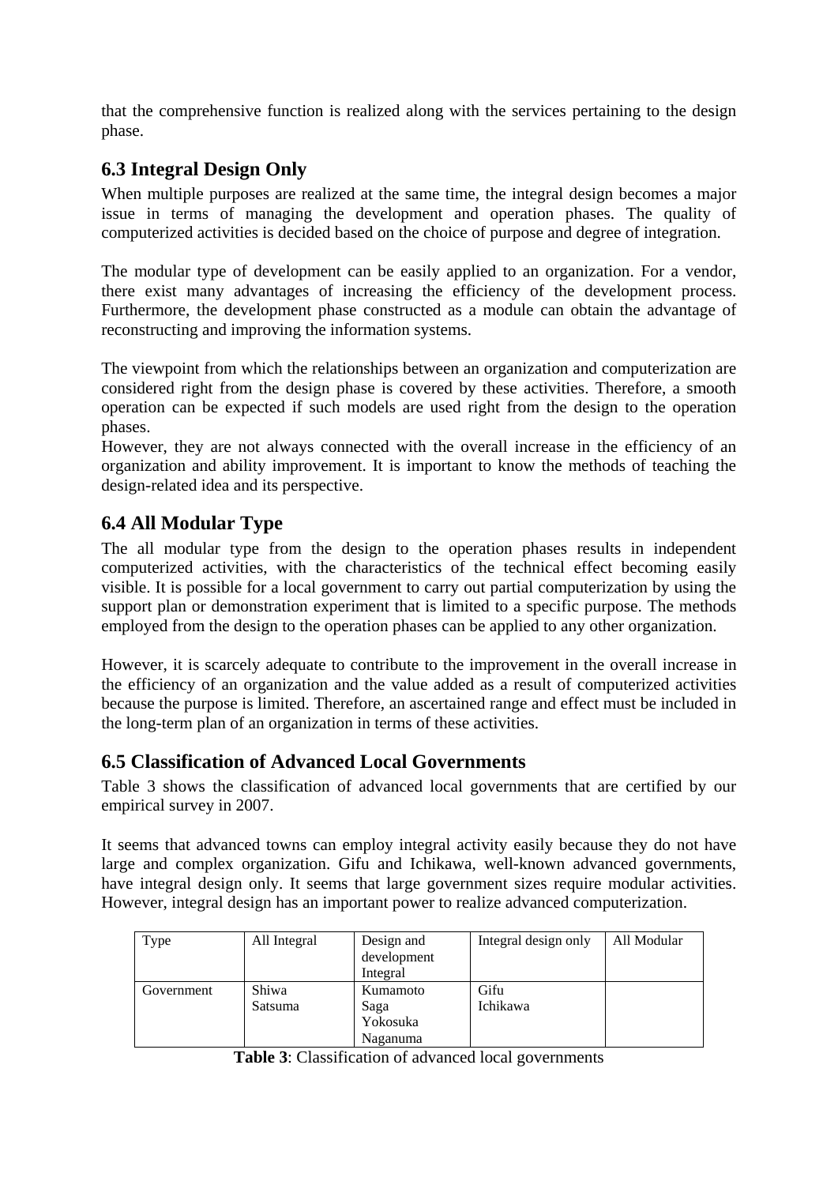that the comprehensive function is realized along with the services pertaining to the design phase.

## 6.3 Integral Design Only

When multiple purposes are realized at the same time, the integral design becomes a major issue in terms of managing the development and operation phases. The quality of computerized activities is decided based on the choice of purpose and degree of integration.

The modular type of development can be easily applied to an organization. For a vendor, there exist many advantages of increasing the efficiency of the development process. Furthermore, the development phase constructed as a module can obtain the advantage of reconstructing and improving the information systems.

The viewpoint from which the relationships between an organization and computerization are considered right from the design phase is covered by these activities. Therefore, a smooth operation can be expected if such models are used right from the design to the operation phases.
However, they are not always connected with the overall increase in the efficiency of an organization and ability improvement. It is important to know the methods of teaching the design-related idea and its perspective.

## 6.4 All Modular Type

The all modular type from the design to the operation phases results in independent computerized activities, with the characteristics of the technical effect becoming easily visible. It is possible for a local government to carry out partial computerization by using the support plan or demonstration experiment that is limited to a specific purpose. The methods employed from the design to the operation phases can be applied to any other organization.

However, it is scarcely adequate to contribute to the improvement in the overall increase in the efficiency of an organization and the value added as a result of computerized activities because the purpose is limited. Therefore, an ascertained range and effect must be included in the long-term plan of an organization in terms of these activities.

## 6.5 Classification of Advanced Local Governments

Table 3 shows the classification of advanced local governments that are certified by our empirical survey in 2007.

It seems that advanced towns can employ integral activity easily because they do not have large and complex organization. Gifu and Ichikawa, well-known advanced governments, have integral design only. It seems that large government sizes require modular activities. However, integral design has an important power to realize advanced computerization.

| Type | All Integral | Design and development Integral | Integral design only | All Modular |
|---|---|---|---|---|
| Government | Shiwa<br>Satsuma | Kumamoto<br>Saga<br>Yokosuka<br>Naganuma | Gifu<br>Ichikawa | |

**Table 3**: Classification of advanced local governments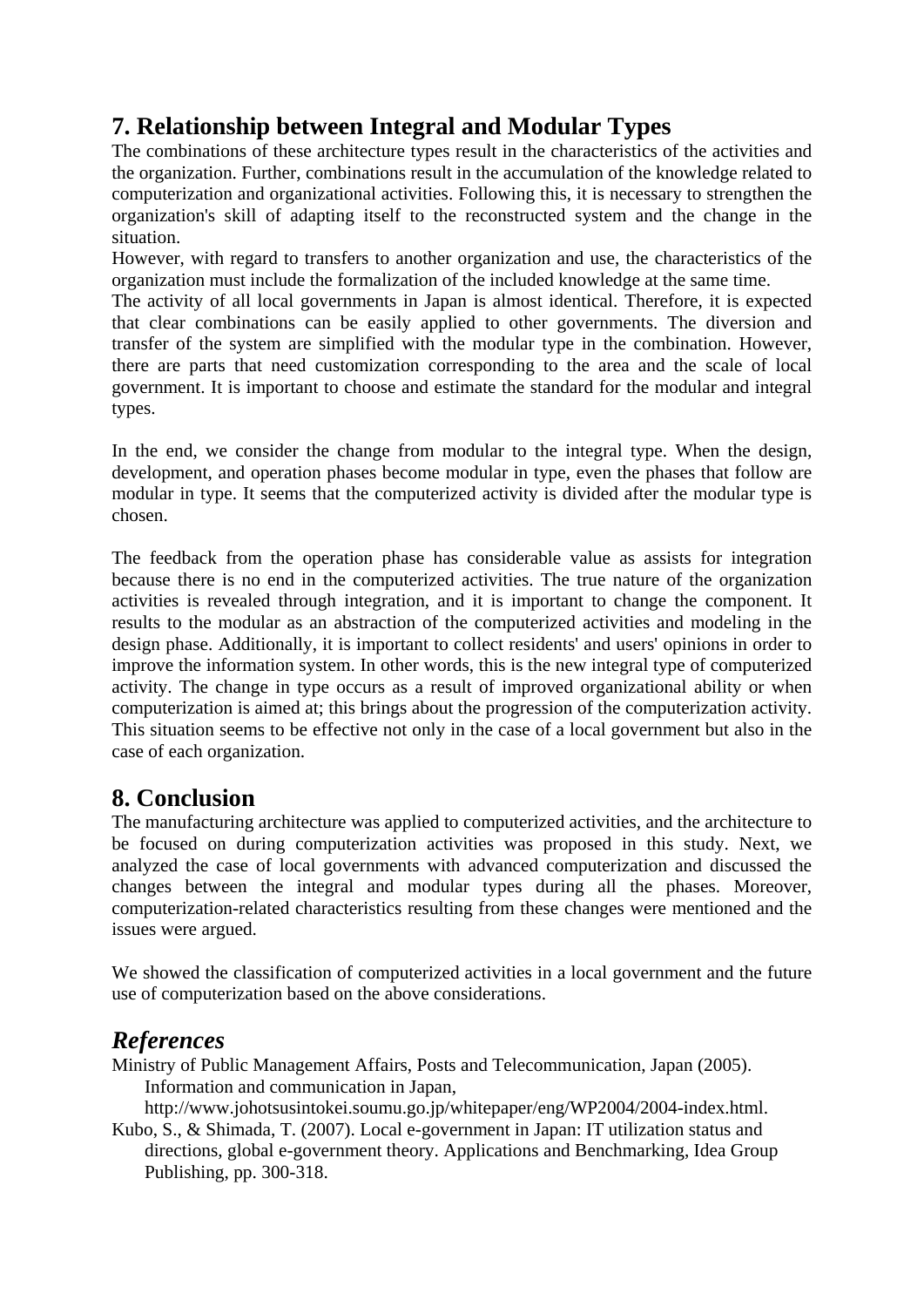## 7. Relationship between Integral and Modular Types

The combinations of these architecture types result in the characteristics of the activities and the organization. Further, combinations result in the accumulation of the knowledge related to computerization and organizational activities. Following this, it is necessary to strengthen the organization's skill of adapting itself to the reconstructed system and the change in the situation.

However, with regard to transfers to another organization and use, the characteristics of the organization must include the formalization of the included knowledge at the same time.

The activity of all local governments in Japan is almost identical. Therefore, it is expected that clear combinations can be easily applied to other governments. The diversion and transfer of the system are simplified with the modular type in the combination. However, there are parts that need customization corresponding to the area and the scale of local government. It is important to choose and estimate the standard for the modular and integral types.

In the end, we consider the change from modular to the integral type. When the design, development, and operation phases become modular in type, even the phases that follow are modular in type. It seems that the computerized activity is divided after the modular type is chosen.

The feedback from the operation phase has considerable value as assists for integration because there is no end in the computerized activities. The true nature of the organization activities is revealed through integration, and it is important to change the component. It results to the modular as an abstraction of the computerized activities and modeling in the design phase. Additionally, it is important to collect residents' and users' opinions in order to improve the information system. In other words, this is the new integral type of computerized activity. The change in type occurs as a result of improved organizational ability or when computerization is aimed at; this brings about the progression of the computerization activity. This situation seems to be effective not only in the case of a local government but also in the case of each organization.

## 8. Conclusion

The manufacturing architecture was applied to computerized activities, and the architecture to be focused on during computerization activities was proposed in this study. Next, we analyzed the case of local governments with advanced computerization and discussed the changes between the integral and modular types during all the phases. Moreover, computerization-related characteristics resulting from these changes were mentioned and the issues were argued.

We showed the classification of computerized activities in a local government and the future use of computerization based on the above considerations.

## *References*

Ministry of Public Management Affairs, Posts and Telecommunication, Japan (2005). Information and communication in Japan, http://www.johotsusintokei.soumu.go.jp/whitepaper/eng/WP2004/2004-index.html.

Kubo, S., & Shimada, T. (2007). Local e-government in Japan: IT utilization status and directions, global e-government theory. Applications and Benchmarking, Idea Group Publishing, pp. 300-318.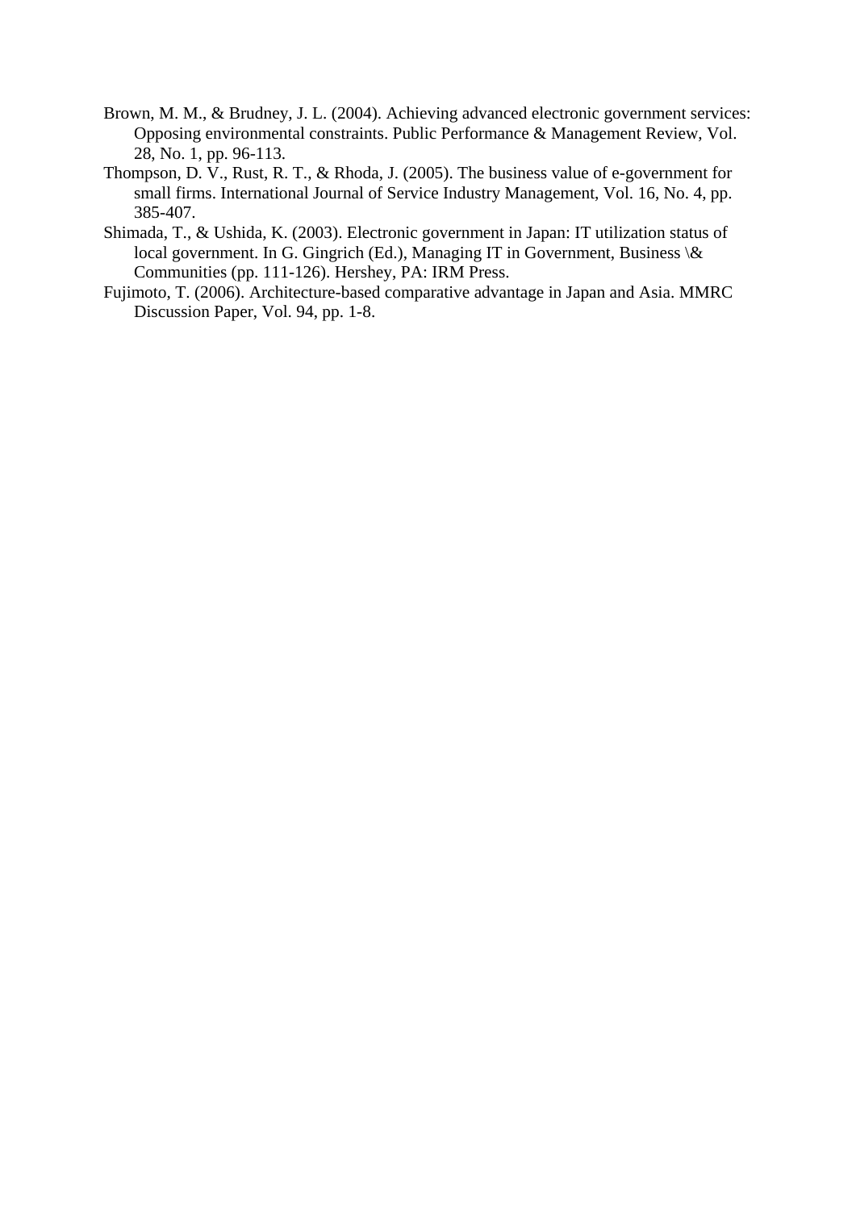Brown, M. M., & Brudney, J. L. (2004). Achieving advanced electronic government services: Opposing environmental constraints. Public Performance & Management Review, Vol. 28, No. 1, pp. 96-113.

Thompson, D. V., Rust, R. T., & Rhoda, J. (2005). The business value of e-government for small firms. International Journal of Service Industry Management, Vol. 16, No. 4, pp. 385-407.

Shimada, T., & Ushida, K. (2003). Electronic government in Japan: IT utilization status of local government. In G. Gingrich (Ed.), Managing IT in Government, Business \& Communities (pp. 111-126). Hershey, PA: IRM Press.

Fujimoto, T. (2006). Architecture-based comparative advantage in Japan and Asia. MMRC Discussion Paper, Vol. 94, pp. 1-8.